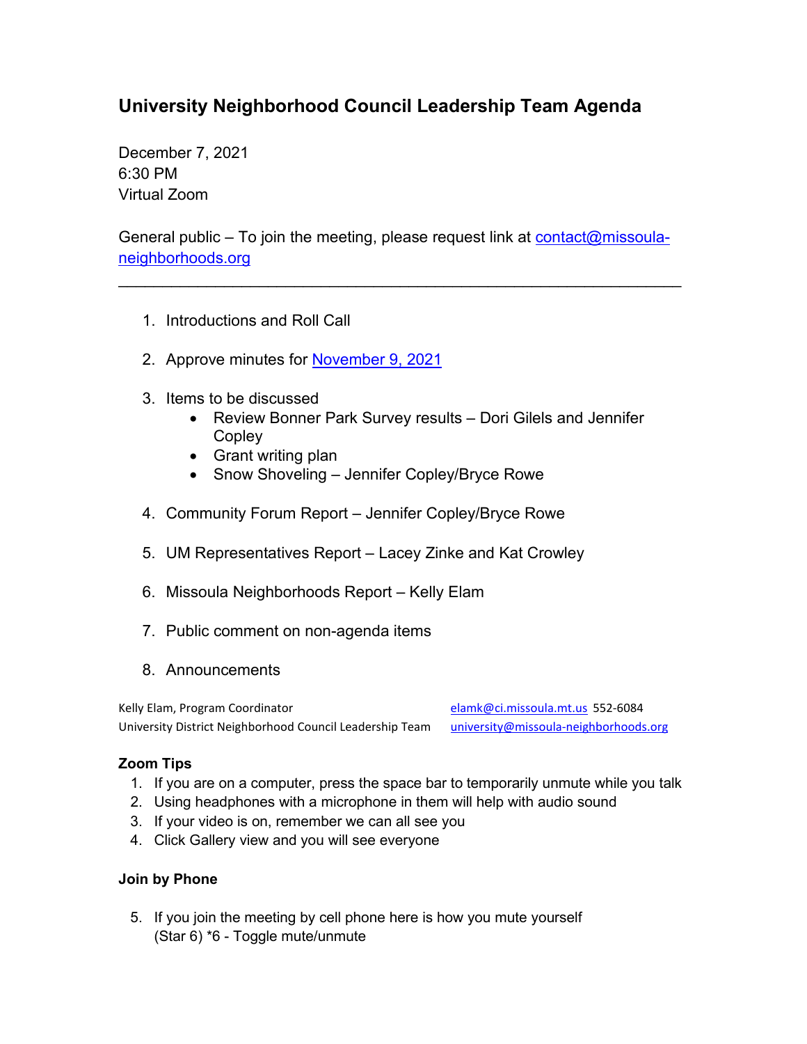# University Neighborhood Council Leadership Team Agenda

December 7, 2021
6:30 PM
Virtual Zoom

General public – To join the meeting, please request link at [contact@missoula-neighborhoods.org](mailto:contact@missoula-neighborhoods.org)

---

1. Introductions and Roll Call

2. Approve minutes for [November 9, 2021]()

3. Items to be discussed
   - Review Bonner Park Survey results – Dori Gilels and Jennifer Copley
   - Grant writing plan
   - Snow Shoveling – Jennifer Copley/Bryce Rowe

4. Community Forum Report – Jennifer Copley/Bryce Rowe

5. UM Representatives Report – Lacey Zinke and Kat Crowley

6. Missoula Neighborhoods Report – Kelly Elam

7. Public comment on non-agenda items

8. Announcements

Kelly Elam, Program Coordinator — [elamk@ci.missoula.mt.us](mailto:elamk@ci.missoula.mt.us) 552-6084
University District Neighborhood Council Leadership Team — [university@missoula-neighborhoods.org](mailto:university@missoula-neighborhoods.org)

**Zoom Tips**

1. If you are on a computer, press the space bar to temporarily unmute while you talk
2. Using headphones with a microphone in them will help with audio sound
3. If your video is on, remember we can all see you
4. Click Gallery view and you will see everyone

**Join by Phone**

5. If you join the meeting by cell phone here is how you mute yourself
   (Star 6) *6 - Toggle mute/unmute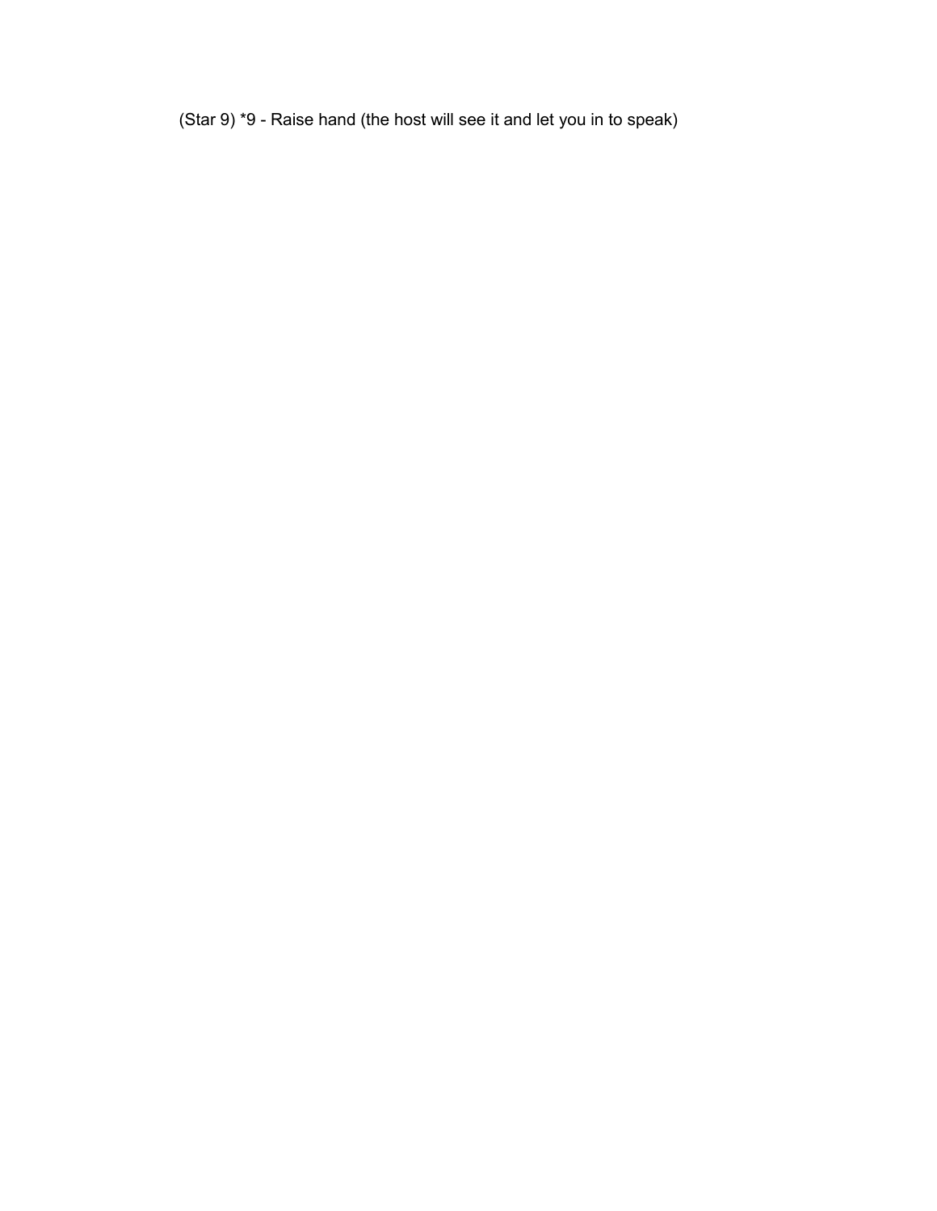(Star 9) *9 - Raise hand (the host will see it and let you in to speak)